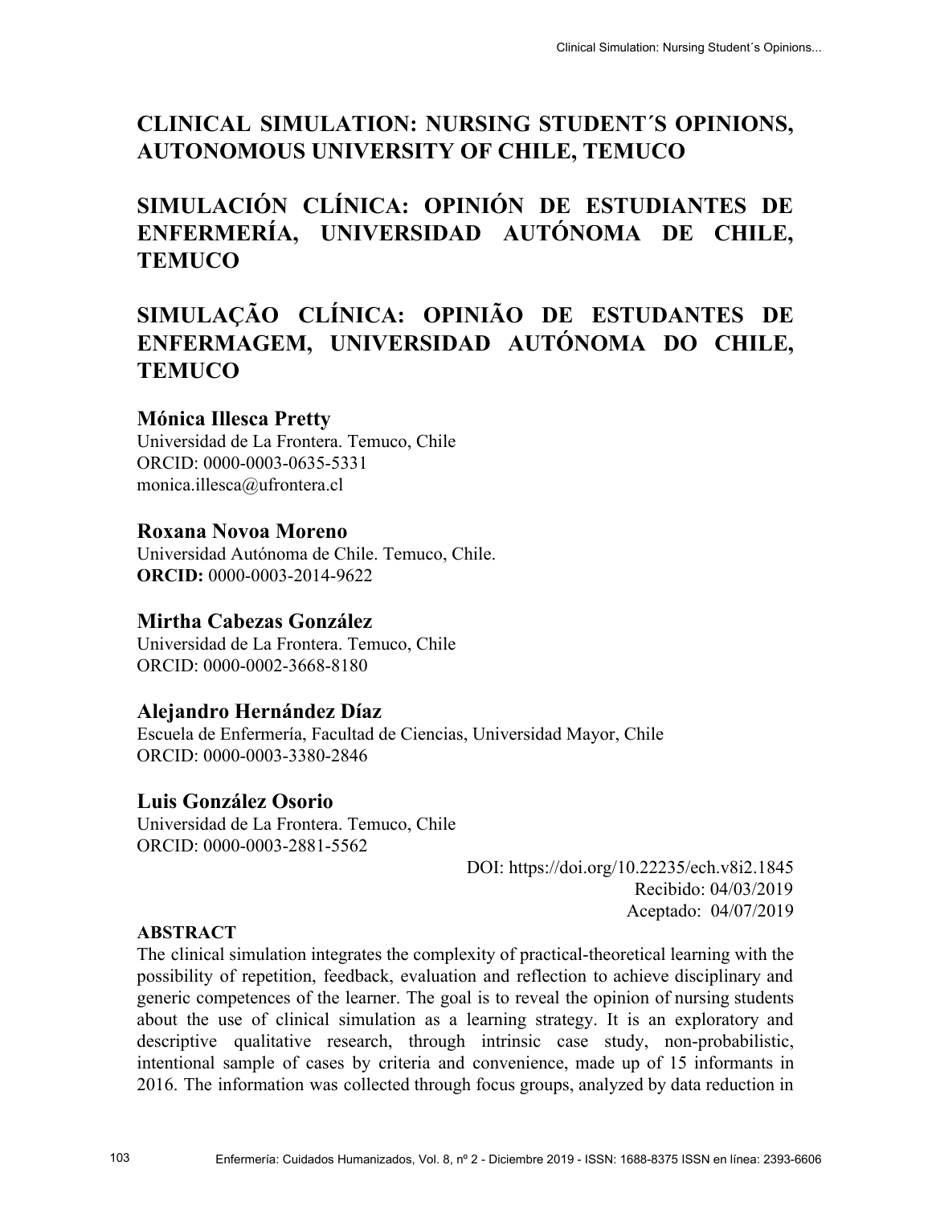# CLINICAL SIMULATION: NURSING STUDENT´S OPINIONS, AUTONOMOUS UNIVERSITY OF CHILE, TEMUCO

# SIMULACIÓN CLÍNICA: OPINIÓN DE ESTUDIANTES DE ENFERMERÍA, UNIVERSIDAD AUTÓNOMA DE CHILE, TEMUCO

# SIMULAÇÃO CLÍNICA: OPINIÃO DE ESTUDANTES DE ENFERMAGEM, UNIVERSIDAD AUTÓNOMA DO CHILE, TEMUCO

### Mónica Illesca Pretty

Universidad de La Frontera. Temuco, Chile
ORCID: 0000-0003-0635-5331
monica.illesca@ufrontera.cl

### Roxana Novoa Moreno

Universidad Autónoma de Chile. Temuco, Chile.
**ORCID:** 0000-0003-2014-9622

### Mirtha Cabezas González

Universidad de La Frontera. Temuco, Chile
ORCID: 0000-0002-3668-8180

### Alejandro Hernández Díaz

Escuela de Enfermería, Facultad de Ciencias, Universidad Mayor, Chile
ORCID: 0000-0003-3380-2846

### Luis González Osorio

Universidad de La Frontera. Temuco, Chile
ORCID: 0000-0003-2881-5562

DOI: https://doi.org/10.22235/ech.v8i2.1845
Recibido: 04/03/2019
Aceptado: 04/07/2019

**ABSTRACT**

The clinical simulation integrates the complexity of practical-theoretical learning with the possibility of repetition, feedback, evaluation and reflection to achieve disciplinary and generic competences of the learner. The goal is to reveal the opinion of nursing students about the use of clinical simulation as a learning strategy. It is an exploratory and descriptive qualitative research, through intrinsic case study, non-probabilistic, intentional sample of cases by criteria and convenience, made up of 15 informants in 2016. The information was collected through focus groups, analyzed by data reduction in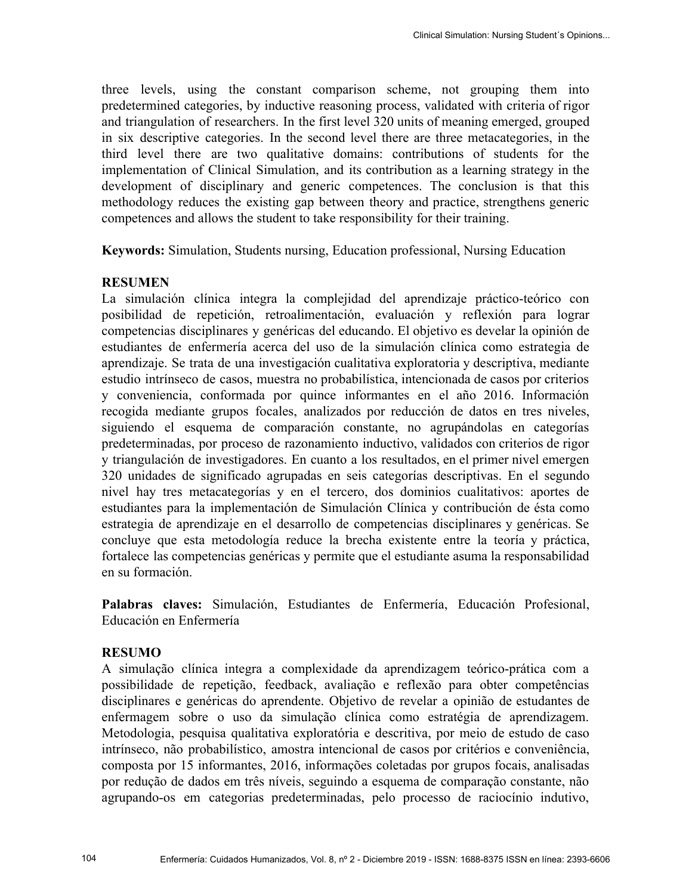three levels, using the constant comparison scheme, not grouping them into predetermined categories, by inductive reasoning process, validated with criteria of rigor and triangulation of researchers. In the first level 320 units of meaning emerged, grouped in six descriptive categories. In the second level there are three metacategories, in the third level there are two qualitative domains: contributions of students for the implementation of Clinical Simulation, and its contribution as a learning strategy in the development of disciplinary and generic competences. The conclusion is that this methodology reduces the existing gap between theory and practice, strengthens generic competences and allows the student to take responsibility for their training.

**Keywords:** Simulation, Students nursing, Education professional, Nursing Education

## RESUMEN

La simulación clínica integra la complejidad del aprendizaje práctico-teórico con posibilidad de repetición, retroalimentación, evaluación y reflexión para lograr competencias disciplinares y genéricas del educando. El objetivo es develar la opinión de estudiantes de enfermería acerca del uso de la simulación clínica como estrategia de aprendizaje. Se trata de una investigación cualitativa exploratoria y descriptiva, mediante estudio intrínseco de casos, muestra no probabilística, intencionada de casos por criterios y conveniencia, conformada por quince informantes en el año 2016. Información recogida mediante grupos focales, analizados por reducción de datos en tres niveles, siguiendo el esquema de comparación constante, no agrupándolas en categorías predeterminadas, por proceso de razonamiento inductivo, validados con criterios de rigor y triangulación de investigadores. En cuanto a los resultados, en el primer nivel emergen 320 unidades de significado agrupadas en seis categorías descriptivas. En el segundo nivel hay tres metacategorías y en el tercero, dos dominios cualitativos: aportes de estudiantes para la implementación de Simulación Clínica y contribución de ésta como estrategia de aprendizaje en el desarrollo de competencias disciplinares y genéricas. Se concluye que esta metodología reduce la brecha existente entre la teoría y práctica, fortalece las competencias genéricas y permite que el estudiante asuma la responsabilidad en su formación.

**Palabras claves:** Simulación, Estudiantes de Enfermería, Educación Profesional, Educación en Enfermería

## RESUMO

A simulação clínica integra a complexidade da aprendizagem teórico-prática com a possibilidade de repetição, feedback, avaliação e reflexão para obter competências disciplinares e genéricas do aprendente. Objetivo de revelar a opinião de estudantes de enfermagem sobre o uso da simulação clínica como estratégia de aprendizagem. Metodologia, pesquisa qualitativa exploratória e descritiva, por meio de estudo de caso intrínseco, não probabilístico, amostra intencional de casos por critérios e conveniência, composta por 15 informantes, 2016, informações coletadas por grupos focais, analisadas por redução de dados em três níveis, seguindo a esquema de comparação constante, não agrupando-os em categorias predeterminadas, pelo processo de raciocínio indutivo,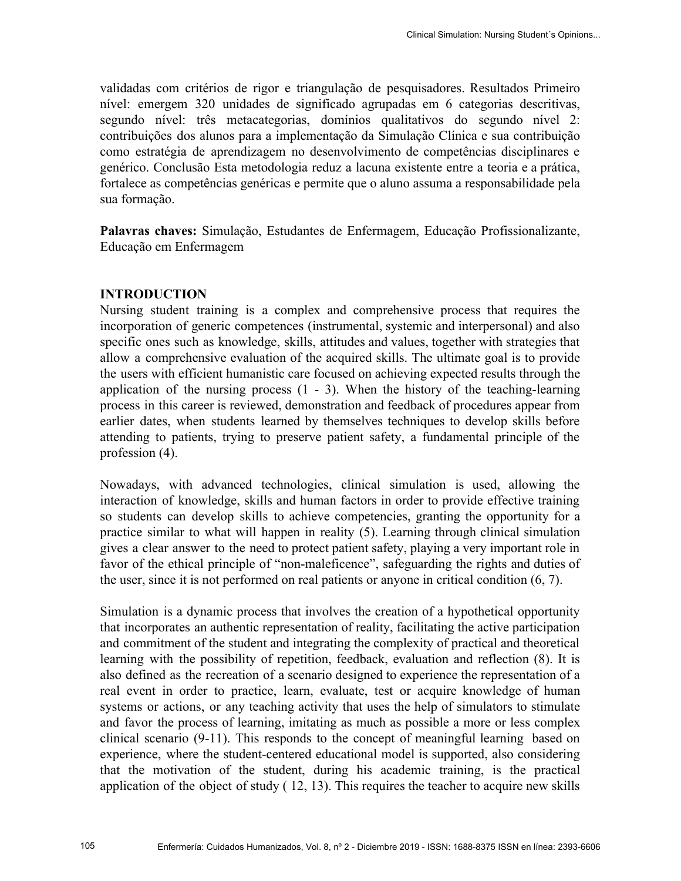validadas com critérios de rigor e triangulação de pesquisadores. Resultados Primeiro nível: emergem 320 unidades de significado agrupadas em 6 categorias descritivas, segundo nível: três metacategorias, domínios qualitativos do segundo nível 2: contribuições dos alunos para a implementação da Simulação Clínica e sua contribuição como estratégia de aprendizagem no desenvolvimento de competências disciplinares e genérico. Conclusão Esta metodologia reduz a lacuna existente entre a teoria e a prática, fortalece as competências genéricas e permite que o aluno assuma a responsabilidade pela sua formação.

**Palavras chaves:** Simulação, Estudantes de Enfermagem, Educação Profissionalizante, Educação em Enfermagem

## INTRODUCTION

Nursing student training is a complex and comprehensive process that requires the incorporation of generic competences (instrumental, systemic and interpersonal) and also specific ones such as knowledge, skills, attitudes and values, together with strategies that allow a comprehensive evaluation of the acquired skills. The ultimate goal is to provide the users with efficient humanistic care focused on achieving expected results through the application of the nursing process (1 - 3). When the history of the teaching-learning process in this career is reviewed, demonstration and feedback of procedures appear from earlier dates, when students learned by themselves techniques to develop skills before attending to patients, trying to preserve patient safety, a fundamental principle of the profession (4).

Nowadays, with advanced technologies, clinical simulation is used, allowing the interaction of knowledge, skills and human factors in order to provide effective training so students can develop skills to achieve competencies, granting the opportunity for a practice similar to what will happen in reality (5). Learning through clinical simulation gives a clear answer to the need to protect patient safety, playing a very important role in favor of the ethical principle of "non-maleficence", safeguarding the rights and duties of the user, since it is not performed on real patients or anyone in critical condition (6, 7).

Simulation is a dynamic process that involves the creation of a hypothetical opportunity that incorporates an authentic representation of reality, facilitating the active participation and commitment of the student and integrating the complexity of practical and theoretical learning with the possibility of repetition, feedback, evaluation and reflection (8). It is also defined as the recreation of a scenario designed to experience the representation of a real event in order to practice, learn, evaluate, test or acquire knowledge of human systems or actions, or any teaching activity that uses the help of simulators to stimulate and favor the process of learning, imitating as much as possible a more or less complex clinical scenario (9-11). This responds to the concept of meaningful learning based on experience, where the student-centered educational model is supported, also considering that the motivation of the student, during his academic training, is the practical application of the object of study ( 12, 13). This requires the teacher to acquire new skills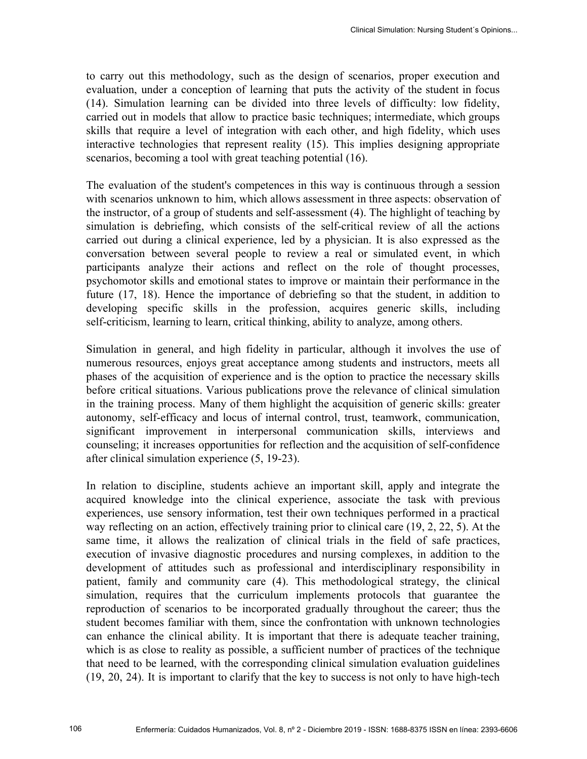to carry out this methodology, such as the design of scenarios, proper execution and evaluation, under a conception of learning that puts the activity of the student in focus (14). Simulation learning can be divided into three levels of difficulty: low fidelity, carried out in models that allow to practice basic techniques; intermediate, which groups skills that require a level of integration with each other, and high fidelity, which uses interactive technologies that represent reality (15). This implies designing appropriate scenarios, becoming a tool with great teaching potential (16).

The evaluation of the student's competences in this way is continuous through a session with scenarios unknown to him, which allows assessment in three aspects: observation of the instructor, of a group of students and self-assessment (4). The highlight of teaching by simulation is debriefing, which consists of the self-critical review of all the actions carried out during a clinical experience, led by a physician. It is also expressed as the conversation between several people to review a real or simulated event, in which participants analyze their actions and reflect on the role of thought processes, psychomotor skills and emotional states to improve or maintain their performance in the future (17, 18). Hence the importance of debriefing so that the student, in addition to developing specific skills in the profession, acquires generic skills, including self-criticism, learning to learn, critical thinking, ability to analyze, among others.

Simulation in general, and high fidelity in particular, although it involves the use of numerous resources, enjoys great acceptance among students and instructors, meets all phases of the acquisition of experience and is the option to practice the necessary skills before critical situations. Various publications prove the relevance of clinical simulation in the training process. Many of them highlight the acquisition of generic skills: greater autonomy, self-efficacy and locus of internal control, trust, teamwork, communication, significant improvement in interpersonal communication skills, interviews and counseling; it increases opportunities for reflection and the acquisition of self-confidence after clinical simulation experience (5, 19-23).

In relation to discipline, students achieve an important skill, apply and integrate the acquired knowledge into the clinical experience, associate the task with previous experiences, use sensory information, test their own techniques performed in a practical way reflecting on an action, effectively training prior to clinical care (19, 2, 22, 5). At the same time, it allows the realization of clinical trials in the field of safe practices, execution of invasive diagnostic procedures and nursing complexes, in addition to the development of attitudes such as professional and interdisciplinary responsibility in patient, family and community care (4). This methodological strategy, the clinical simulation, requires that the curriculum implements protocols that guarantee the reproduction of scenarios to be incorporated gradually throughout the career; thus the student becomes familiar with them, since the confrontation with unknown technologies can enhance the clinical ability. It is important that there is adequate teacher training, which is as close to reality as possible, a sufficient number of practices of the technique that need to be learned, with the corresponding clinical simulation evaluation guidelines (19, 20, 24). It is important to clarify that the key to success is not only to have high-tech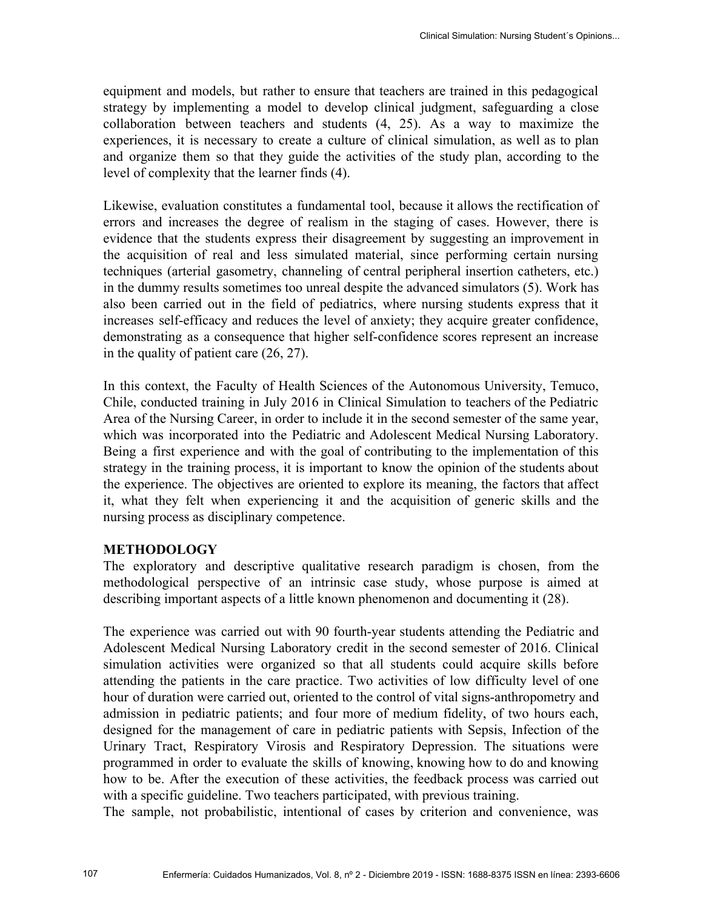equipment and models, but rather to ensure that teachers are trained in this pedagogical strategy by implementing a model to develop clinical judgment, safeguarding a close collaboration between teachers and students (4, 25). As a way to maximize the experiences, it is necessary to create a culture of clinical simulation, as well as to plan and organize them so that they guide the activities of the study plan, according to the level of complexity that the learner finds (4).

Likewise, evaluation constitutes a fundamental tool, because it allows the rectification of errors and increases the degree of realism in the staging of cases. However, there is evidence that the students express their disagreement by suggesting an improvement in the acquisition of real and less simulated material, since performing certain nursing techniques (arterial gasometry, channeling of central peripheral insertion catheters, etc.) in the dummy results sometimes too unreal despite the advanced simulators (5). Work has also been carried out in the field of pediatrics, where nursing students express that it increases self-efficacy and reduces the level of anxiety; they acquire greater confidence, demonstrating as a consequence that higher self-confidence scores represent an increase in the quality of patient care (26, 27).

In this context, the Faculty of Health Sciences of the Autonomous University, Temuco, Chile, conducted training in July 2016 in Clinical Simulation to teachers of the Pediatric Area of the Nursing Career, in order to include it in the second semester of the same year, which was incorporated into the Pediatric and Adolescent Medical Nursing Laboratory. Being a first experience and with the goal of contributing to the implementation of this strategy in the training process, it is important to know the opinion of the students about the experience. The objectives are oriented to explore its meaning, the factors that affect it, what they felt when experiencing it and the acquisition of generic skills and the nursing process as disciplinary competence.

## METHODOLOGY

The exploratory and descriptive qualitative research paradigm is chosen, from the methodological perspective of an intrinsic case study, whose purpose is aimed at describing important aspects of a little known phenomenon and documenting it (28).

The experience was carried out with 90 fourth-year students attending the Pediatric and Adolescent Medical Nursing Laboratory credit in the second semester of 2016. Clinical simulation activities were organized so that all students could acquire skills before attending the patients in the care practice. Two activities of low difficulty level of one hour of duration were carried out, oriented to the control of vital signs-anthropometry and admission in pediatric patients; and four more of medium fidelity, of two hours each, designed for the management of care in pediatric patients with Sepsis, Infection of the Urinary Tract, Respiratory Virosis and Respiratory Depression. The situations were programmed in order to evaluate the skills of knowing, knowing how to do and knowing how to be. After the execution of these activities, the feedback process was carried out with a specific guideline. Two teachers participated, with previous training.

The sample, not probabilistic, intentional of cases by criterion and convenience, was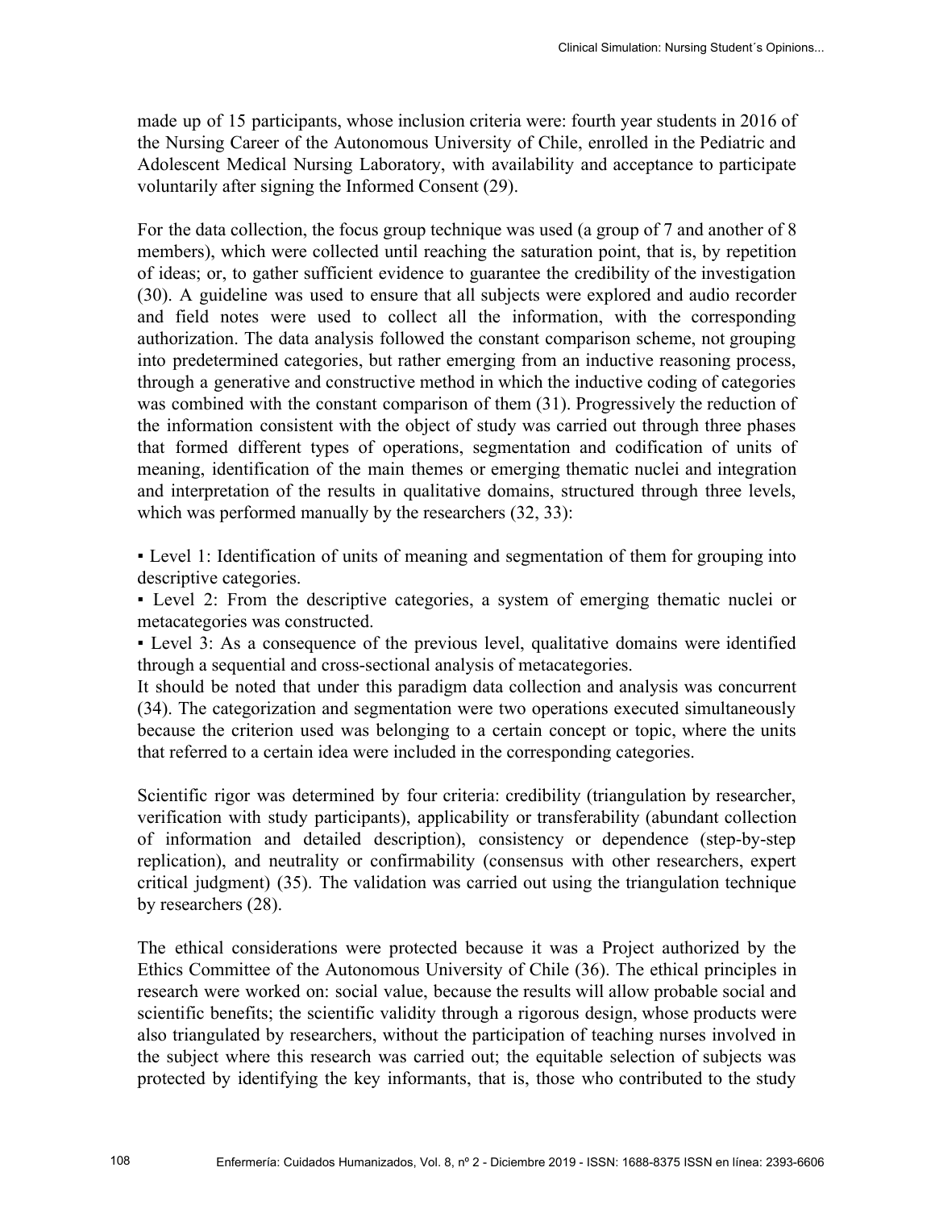made up of 15 participants, whose inclusion criteria were: fourth year students in 2016 of the Nursing Career of the Autonomous University of Chile, enrolled in the Pediatric and Adolescent Medical Nursing Laboratory, with availability and acceptance to participate voluntarily after signing the Informed Consent (29).

For the data collection, the focus group technique was used (a group of 7 and another of 8 members), which were collected until reaching the saturation point, that is, by repetition of ideas; or, to gather sufficient evidence to guarantee the credibility of the investigation (30). A guideline was used to ensure that all subjects were explored and audio recorder and field notes were used to collect all the information, with the corresponding authorization. The data analysis followed the constant comparison scheme, not grouping into predetermined categories, but rather emerging from an inductive reasoning process, through a generative and constructive method in which the inductive coding of categories was combined with the constant comparison of them (31). Progressively the reduction of the information consistent with the object of study was carried out through three phases that formed different types of operations, segmentation and codification of units of meaning, identification of the main themes or emerging thematic nuclei and integration and interpretation of the results in qualitative domains, structured through three levels, which was performed manually by the researchers (32, 33):

- Level 1: Identification of units of meaning and segmentation of them for grouping into descriptive categories.
- Level 2: From the descriptive categories, a system of emerging thematic nuclei or metacategories was constructed.
- Level 3: As a consequence of the previous level, qualitative domains were identified through a sequential and cross-sectional analysis of metacategories.

It should be noted that under this paradigm data collection and analysis was concurrent (34). The categorization and segmentation were two operations executed simultaneously because the criterion used was belonging to a certain concept or topic, where the units that referred to a certain idea were included in the corresponding categories.

Scientific rigor was determined by four criteria: credibility (triangulation by researcher, verification with study participants), applicability or transferability (abundant collection of information and detailed description), consistency or dependence (step-by-step replication), and neutrality or confirmability (consensus with other researchers, expert critical judgment) (35). The validation was carried out using the triangulation technique by researchers (28).

The ethical considerations were protected because it was a Project authorized by the Ethics Committee of the Autonomous University of Chile (36). The ethical principles in research were worked on: social value, because the results will allow probable social and scientific benefits; the scientific validity through a rigorous design, whose products were also triangulated by researchers, without the participation of teaching nurses involved in the subject where this research was carried out; the equitable selection of subjects was protected by identifying the key informants, that is, those who contributed to the study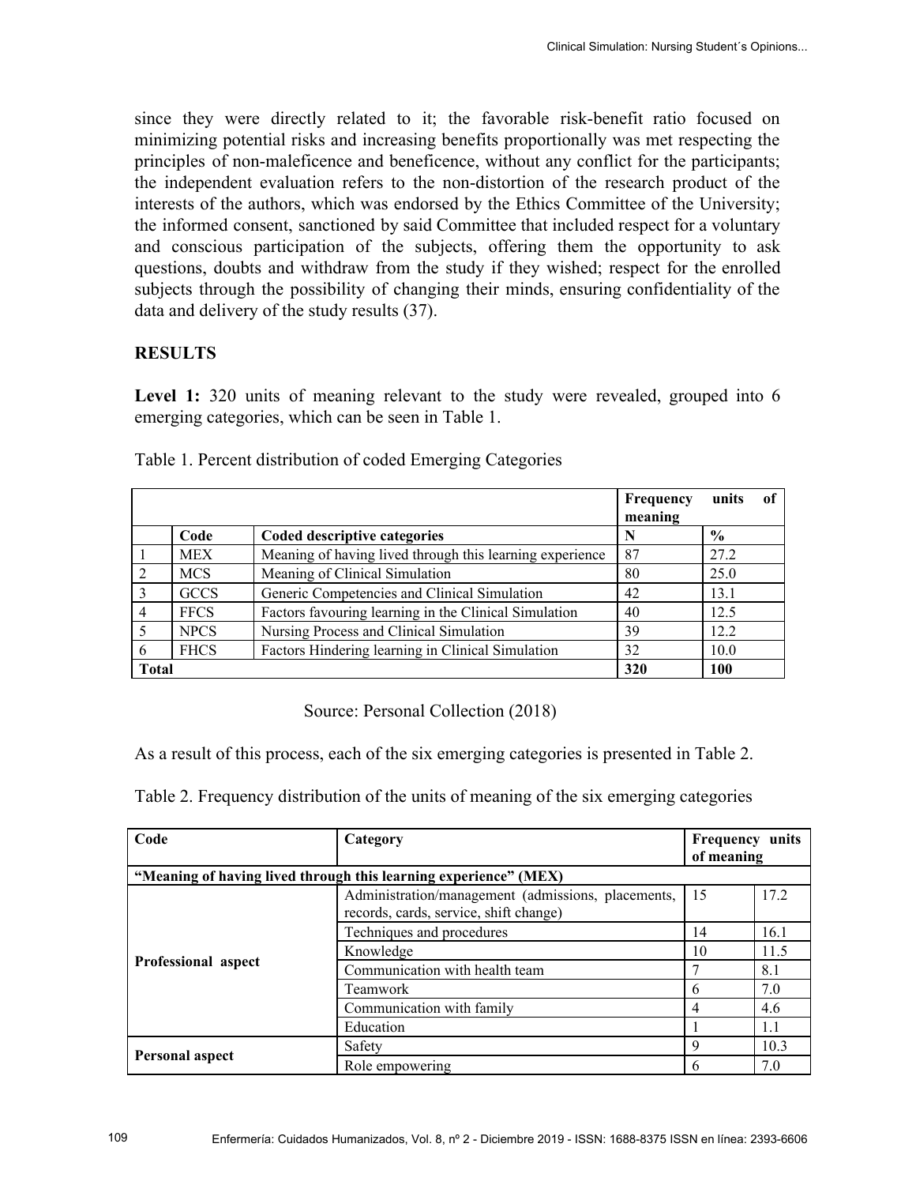since they were directly related to it; the favorable risk-benefit ratio focused on minimizing potential risks and increasing benefits proportionally was met respecting the principles of non-maleficence and beneficence, without any conflict for the participants; the independent evaluation refers to the non-distortion of the research product of the interests of the authors, which was endorsed by the Ethics Committee of the University; the informed consent, sanctioned by said Committee that included respect for a voluntary and conscious participation of the subjects, offering them the opportunity to ask questions, doubts and withdraw from the study if they wished; respect for the enrolled subjects through the possibility of changing their minds, ensuring confidentiality of the data and delivery of the study results (37).

## RESULTS

**Level 1:** 320 units of meaning relevant to the study were revealed, grouped into 6 emerging categories, which can be seen in Table 1.

Table 1. Percent distribution of coded Emerging Categories

| | | | **Frequency units of meaning** | |
|---|---|---|---|---|
| | **Code** | **Coded descriptive categories** | **N** | **%** |
| 1 | MEX | Meaning of having lived through this learning experience | 87 | 27.2 |
| 2 | MCS | Meaning of Clinical Simulation | 80 | 25.0 |
| 3 | GCCS | Generic Competencies and Clinical Simulation | 42 | 13.1 |
| 4 | FFCS | Factors favouring learning in the Clinical Simulation | 40 | 12.5 |
| 5 | NPCS | Nursing Process and Clinical Simulation | 39 | 12.2 |
| 6 | FHCS | Factors Hindering learning in Clinical Simulation | 32 | 10.0 |
| **Total** | | | **320** | **100** |

Source: Personal Collection (2018)

As a result of this process, each of the six emerging categories is presented in Table 2.

Table 2. Frequency distribution of the units of meaning of the six emerging categories

| **Code** | **Category** | **Frequency units of meaning** | |
|---|---|---|---|
| **"Meaning of having lived through this learning experience" (MEX)** | | | |
| **Professional aspect** | Administration/management (admissions, placements, records, cards, service, shift change) | 15 | 17.2 |
| | Techniques and procedures | 14 | 16.1 |
| | Knowledge | 10 | 11.5 |
| | Communication with health team | 7 | 8.1 |
| | Teamwork | 6 | 7.0 |
| | Communication with family | 4 | 4.6 |
| | Education | 1 | 1.1 |
| **Personal aspect** | Safety | 9 | 10.3 |
| | Role empowering | 6 | 7.0 |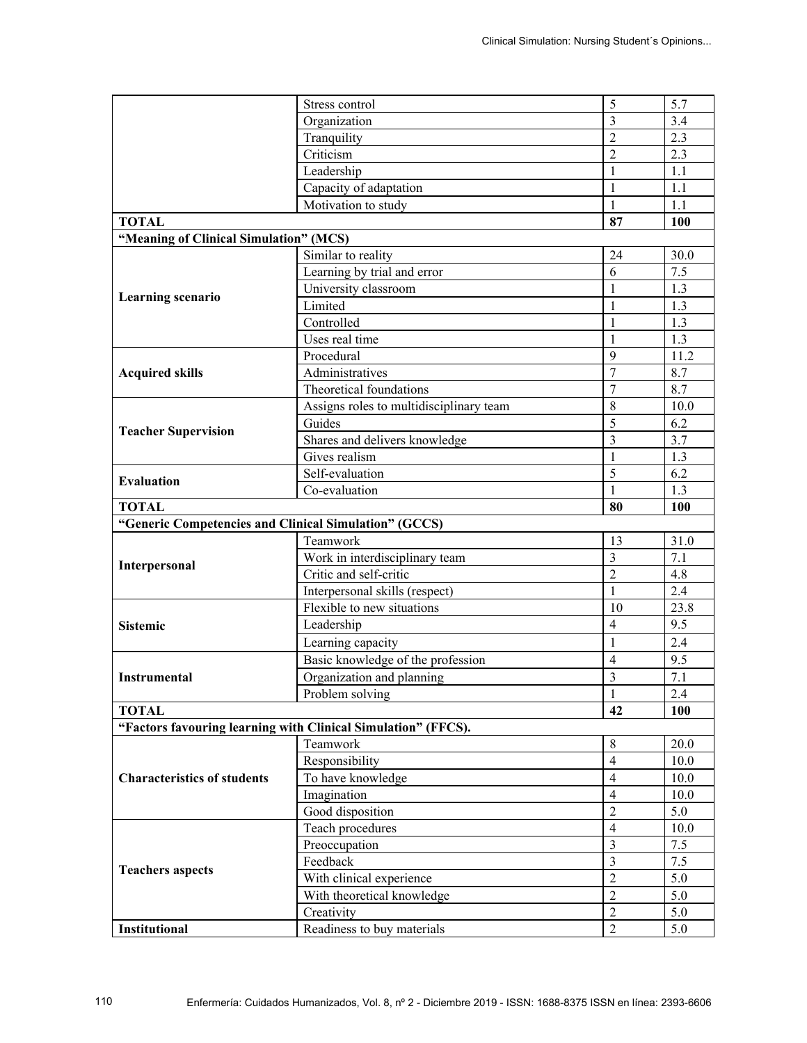| | | | |
|---|---|---|---|
| | Stress control | 5 | 5.7 |
| | Organization | 3 | 3.4 |
| | Tranquility | 2 | 2.3 |
| | Criticism | 2 | 2.3 |
| | Leadership | 1 | 1.1 |
| | Capacity of adaptation | 1 | 1.1 |
| | Motivation to study | 1 | 1.1 |
| **TOTAL** | | **87** | **100** |
| **"Meaning of Clinical Simulation" (MCS)** | | | |
| **Learning scenario** | Similar to reality | 24 | 30.0 |
| | Learning by trial and error | 6 | 7.5 |
| | University classroom | 1 | 1.3 |
| | Limited | 1 | 1.3 |
| | Controlled | 1 | 1.3 |
| | Uses real time | 1 | 1.3 |
| **Acquired skills** | Procedural | 9 | 11.2 |
| | Administratives | 7 | 8.7 |
| | Theoretical foundations | 7 | 8.7 |
| **Teacher Supervision** | Assigns roles to multidisciplinary team | 8 | 10.0 |
| | Guides | 5 | 6.2 |
| | Shares and delivers knowledge | 3 | 3.7 |
| | Gives realism | 1 | 1.3 |
| **Evaluation** | Self-evaluation | 5 | 6.2 |
| | Co-evaluation | 1 | 1.3 |
| **TOTAL** | | **80** | **100** |
| **"Generic Competencies and Clinical Simulation" (GCCS)** | | | |
| **Interpersonal** | Teamwork | 13 | 31.0 |
| | Work in interdisciplinary team | 3 | 7.1 |
| | Critic and self-critic | 2 | 4.8 |
| | Interpersonal skills (respect) | 1 | 2.4 |
| **Sistemic** | Flexible to new situations | 10 | 23.8 |
| | Leadership | 4 | 9.5 |
| | Learning capacity | 1 | 2.4 |
| **Instrumental** | Basic knowledge of the profession | 4 | 9.5 |
| | Organization and planning | 3 | 7.1 |
| | Problem solving | 1 | 2.4 |
| **TOTAL** | | **42** | **100** |
| **"Factors favouring learning with Clinical Simulation" (FFCS).** | | | |
| **Characteristics of students** | Teamwork | 8 | 20.0 |
| | Responsibility | 4 | 10.0 |
| | To have knowledge | 4 | 10.0 |
| | Imagination | 4 | 10.0 |
| | Good disposition | 2 | 5.0 |
| **Teachers aspects** | Teach procedures | 4 | 10.0 |
| | Preoccupation | 3 | 7.5 |
| | Feedback | 3 | 7.5 |
| | With clinical experience | 2 | 5.0 |
| | With theoretical knowledge | 2 | 5.0 |
| | Creativity | 2 | 5.0 |
| **Institutional** | Readiness to buy materials | 2 | 5.0 |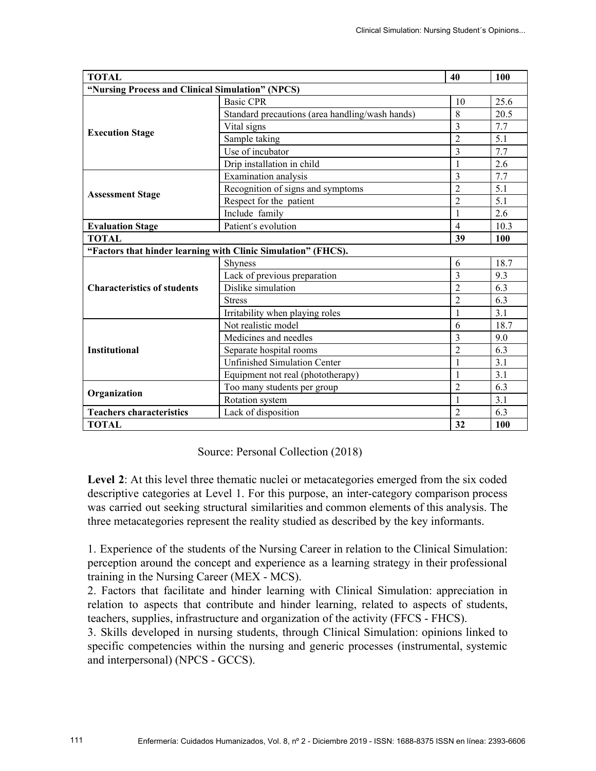| TOTAL | | 40 | 100 |
|---|---|---|---|
| **"Nursing Process and Clinical Simulation" (NPCS)** | | | |
| **Execution Stage** | Basic CPR | 10 | 25.6 |
| | Standard precautions (area handling/wash hands) | 8 | 20.5 |
| | Vital signs | 3 | 7.7 |
| | Sample taking | 2 | 5.1 |
| | Use of incubator | 3 | 7.7 |
| | Drip installation in child | 1 | 2.6 |
| **Assessment Stage** | Examination analysis | 3 | 7.7 |
| | Recognition of signs and symptoms | 2 | 5.1 |
| | Respect for the patient | 2 | 5.1 |
| | Include family | 1 | 2.6 |
| **Evaluation Stage** | Patient´s evolution | 4 | 10.3 |
| **TOTAL** | | **39** | **100** |
| **"Factors that hinder learning with Clinic Simulation" (FHCS).** | | | |
| **Characteristics of students** | Shyness | 6 | 18.7 |
| | Lack of previous preparation | 3 | 9.3 |
| | Dislike simulation | 2 | 6.3 |
| | Stress | 2 | 6.3 |
| | Irritability when playing roles | 1 | 3.1 |
| **Institutional** | Not realistic model | 6 | 18.7 |
| | Medicines and needles | 3 | 9.0 |
| | Separate hospital rooms | 2 | 6.3 |
| | Unfinished Simulation Center | 1 | 3.1 |
| | Equipment not real (phototherapy) | 1 | 3.1 |
| **Organization** | Too many students per group | 2 | 6.3 |
| | Rotation system | 1 | 3.1 |
| **Teachers characteristics** | Lack of disposition | 2 | 6.3 |
| **TOTAL** | | **32** | **100** |

Source: Personal Collection (2018)

**Level 2**: At this level three thematic nuclei or metacategories emerged from the six coded descriptive categories at Level 1. For this purpose, an inter-category comparison process was carried out seeking structural similarities and common elements of this analysis. The three metacategories represent the reality studied as described by the key informants.

1. Experience of the students of the Nursing Career in relation to the Clinical Simulation: perception around the concept and experience as a learning strategy in their professional training in the Nursing Career (MEX - MCS).
2. Factors that facilitate and hinder learning with Clinical Simulation: appreciation in relation to aspects that contribute and hinder learning, related to aspects of students, teachers, supplies, infrastructure and organization of the activity (FFCS - FHCS).
3. Skills developed in nursing students, through Clinical Simulation: opinions linked to specific competencies within the nursing and generic processes (instrumental, systemic and interpersonal) (NPCS - GCCS).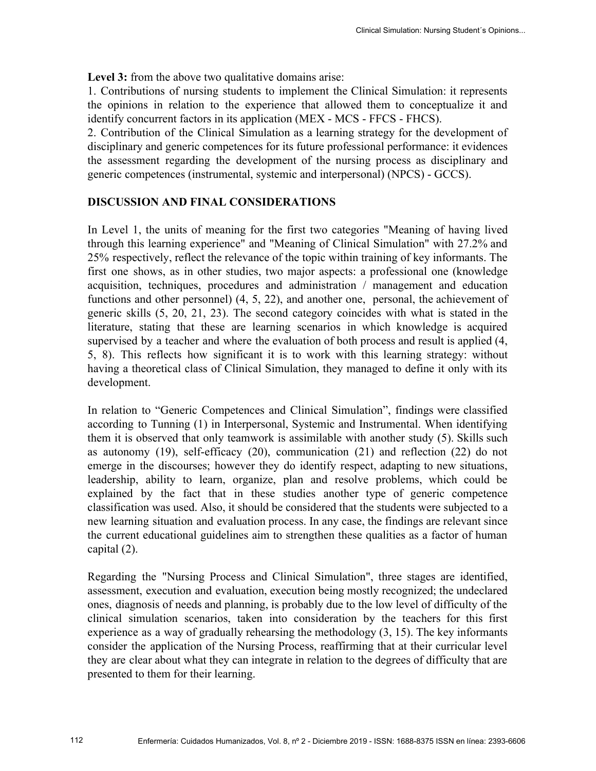**Level 3:** from the above two qualitative domains arise:

1. Contributions of nursing students to implement the Clinical Simulation: it represents the opinions in relation to the experience that allowed them to conceptualize it and identify concurrent factors in its application (MEX - MCS - FFCS - FHCS).
2. Contribution of the Clinical Simulation as a learning strategy for the development of disciplinary and generic competences for its future professional performance: it evidences the assessment regarding the development of the nursing process as disciplinary and generic competences (instrumental, systemic and interpersonal) (NPCS) - GCCS).

## DISCUSSION AND FINAL CONSIDERATIONS

In Level 1, the units of meaning for the first two categories "Meaning of having lived through this learning experience" and "Meaning of Clinical Simulation" with 27.2% and 25% respectively, reflect the relevance of the topic within training of key informants. The first one shows, as in other studies, two major aspects: a professional one (knowledge acquisition, techniques, procedures and administration / management and education functions and other personnel) (4, 5, 22), and another one, personal, the achievement of generic skills (5, 20, 21, 23). The second category coincides with what is stated in the literature, stating that these are learning scenarios in which knowledge is acquired supervised by a teacher and where the evaluation of both process and result is applied (4, 5, 8). This reflects how significant it is to work with this learning strategy: without having a theoretical class of Clinical Simulation, they managed to define it only with its development.

In relation to "Generic Competences and Clinical Simulation", findings were classified according to Tunning (1) in Interpersonal, Systemic and Instrumental. When identifying them it is observed that only teamwork is assimilable with another study (5). Skills such as autonomy (19), self-efficacy (20), communication (21) and reflection (22) do not emerge in the discourses; however they do identify respect, adapting to new situations, leadership, ability to learn, organize, plan and resolve problems, which could be explained by the fact that in these studies another type of generic competence classification was used. Also, it should be considered that the students were subjected to a new learning situation and evaluation process. In any case, the findings are relevant since the current educational guidelines aim to strengthen these qualities as a factor of human capital (2).

Regarding the "Nursing Process and Clinical Simulation", three stages are identified, assessment, execution and evaluation, execution being mostly recognized; the undeclared ones, diagnosis of needs and planning, is probably due to the low level of difficulty of the clinical simulation scenarios, taken into consideration by the teachers for this first experience as a way of gradually rehearsing the methodology (3, 15). The key informants consider the application of the Nursing Process, reaffirming that at their curricular level they are clear about what they can integrate in relation to the degrees of difficulty that are presented to them for their learning.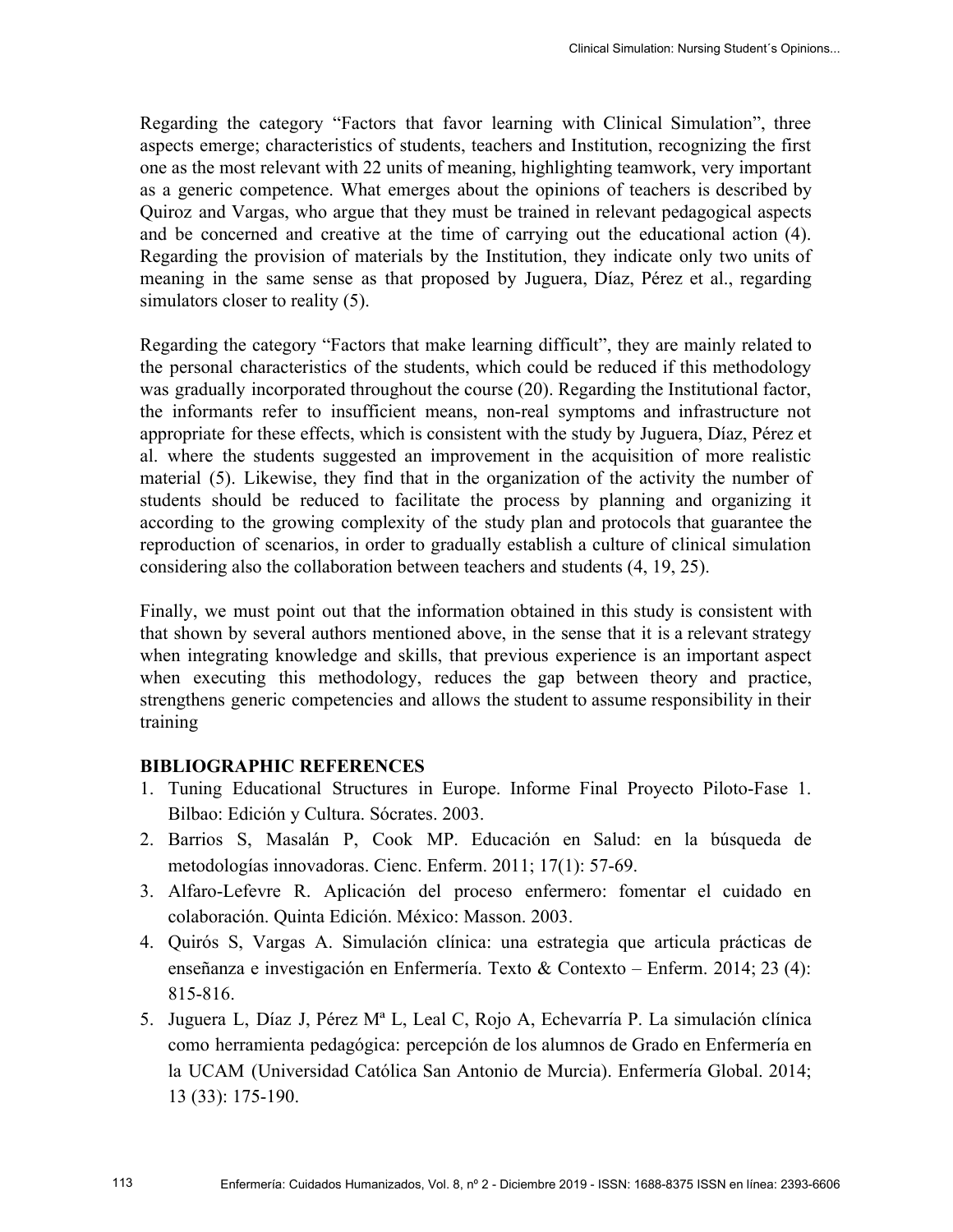Regarding the category “Factors that favor learning with Clinical Simulation”, three aspects emerge; characteristics of students, teachers and Institution, recognizing the first one as the most relevant with 22 units of meaning, highlighting teamwork, very important as a generic competence. What emerges about the opinions of teachers is described by Quiroz and Vargas, who argue that they must be trained in relevant pedagogical aspects and be concerned and creative at the time of carrying out the educational action (4). Regarding the provision of materials by the Institution, they indicate only two units of meaning in the same sense as that proposed by Juguera, Díaz, Pérez et al., regarding simulators closer to reality (5).

Regarding the category “Factors that make learning difficult”, they are mainly related to the personal characteristics of the students, which could be reduced if this methodology was gradually incorporated throughout the course (20). Regarding the Institutional factor, the informants refer to insufficient means, non-real symptoms and infrastructure not appropriate for these effects, which is consistent with the study by Juguera, Díaz, Pérez et al. where the students suggested an improvement in the acquisition of more realistic material (5). Likewise, they find that in the organization of the activity the number of students should be reduced to facilitate the process by planning and organizing it according to the growing complexity of the study plan and protocols that guarantee the reproduction of scenarios, in order to gradually establish a culture of clinical simulation considering also the collaboration between teachers and students (4, 19, 25).

Finally, we must point out that the information obtained in this study is consistent with that shown by several authors mentioned above, in the sense that it is a relevant strategy when integrating knowledge and skills, that previous experience is an important aspect when executing this methodology, reduces the gap between theory and practice, strengthens generic competencies and allows the student to assume responsibility in their training

## BIBLIOGRAPHIC REFERENCES

1. Tuning Educational Structures in Europe. Informe Final Proyecto Piloto-Fase 1. Bilbao: Edición y Cultura. Sócrates. 2003.
2. Barrios S, Masalán P, Cook MP. Educación en Salud: en la búsqueda de metodologías innovadoras. Cienc. Enferm. 2011; 17(1): 57-69.
3. Alfaro-Lefevre R. Aplicación del proceso enfermero: fomentar el cuidado en colaboración. Quinta Edición. México: Masson. 2003.
4. Quirós S, Vargas A. Simulación clínica: una estrategia que articula prácticas de enseñanza e investigación en Enfermería. Texto & Contexto – Enferm. 2014; 23 (4): 815-816.
5. Juguera L, Díaz J, Pérez Mª L, Leal C, Rojo A, Echevarría P. La simulación clínica como herramienta pedagógica: percepción de los alumnos de Grado en Enfermería en la UCAM (Universidad Católica San Antonio de Murcia). Enfermería Global. 2014; 13 (33): 175-190.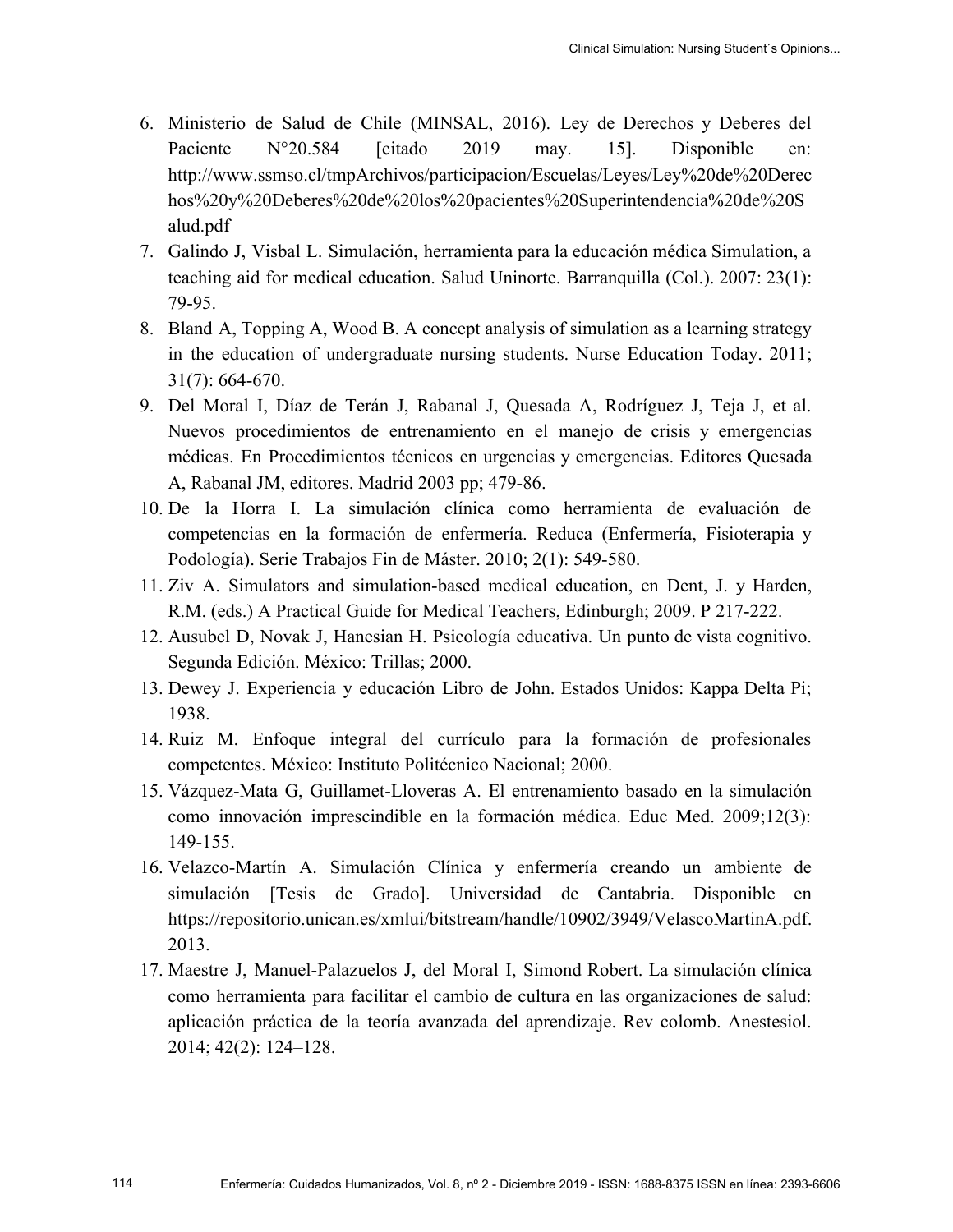6. Ministerio de Salud de Chile (MINSAL, 2016). Ley de Derechos y Deberes del Paciente N°20.584 [citado 2019 may. 15]. Disponible en: http://www.ssmso.cl/tmpArchivos/participacion/Escuelas/Leyes/Ley%20de%20Derechos%20y%20Deberes%20de%20los%20pacientes%20Superintendencia%20de%20Salud.pdf
7. Galindo J, Visbal L. Simulación, herramienta para la educación médica Simulation, a teaching aid for medical education. Salud Uninorte. Barranquilla (Col.). 2007: 23(1): 79-95.
8. Bland A, Topping A, Wood B. A concept analysis of simulation as a learning strategy in the education of undergraduate nursing students. Nurse Education Today. 2011; 31(7): 664-670.
9. Del Moral I, Díaz de Terán J, Rabanal J, Quesada A, Rodríguez J, Teja J, et al. Nuevos procedimientos de entrenamiento en el manejo de crisis y emergencias médicas. En Procedimientos técnicos en urgencias y emergencias. Editores Quesada A, Rabanal JM, editores. Madrid 2003 pp; 479-86.
10. De la Horra I. La simulación clínica como herramienta de evaluación de competencias en la formación de enfermería. Reduca (Enfermería, Fisioterapia y Podología). Serie Trabajos Fin de Máster. 2010; 2(1): 549-580.
11. Ziv A. Simulators and simulation-based medical education, en Dent, J. y Harden, R.M. (eds.) A Practical Guide for Medical Teachers, Edinburgh; 2009. P 217-222.
12. Ausubel D, Novak J, Hanesian H. Psicología educativa. Un punto de vista cognitivo. Segunda Edición. México: Trillas; 2000.
13. Dewey J. Experiencia y educación Libro de John. Estados Unidos: Kappa Delta Pi; 1938.
14. Ruiz M. Enfoque integral del currículo para la formación de profesionales competentes. México: Instituto Politécnico Nacional; 2000.
15. Vázquez-Mata G, Guillamet-Lloveras A. El entrenamiento basado en la simulación como innovación imprescindible en la formación médica. Educ Med. 2009;12(3): 149-155.
16. Velazco-Martín A. Simulación Clínica y enfermería creando un ambiente de simulación [Tesis de Grado]. Universidad de Cantabria. Disponible en https://repositorio.unican.es/xmlui/bitstream/handle/10902/3949/VelascoMartinA.pdf. 2013.
17. Maestre J, Manuel-Palazuelos J, del Moral I, Simond Robert. La simulación clínica como herramienta para facilitar el cambio de cultura en las organizaciones de salud: aplicación práctica de la teoría avanzada del aprendizaje. Rev colomb. Anestesiol. 2014; 42(2): 124–128.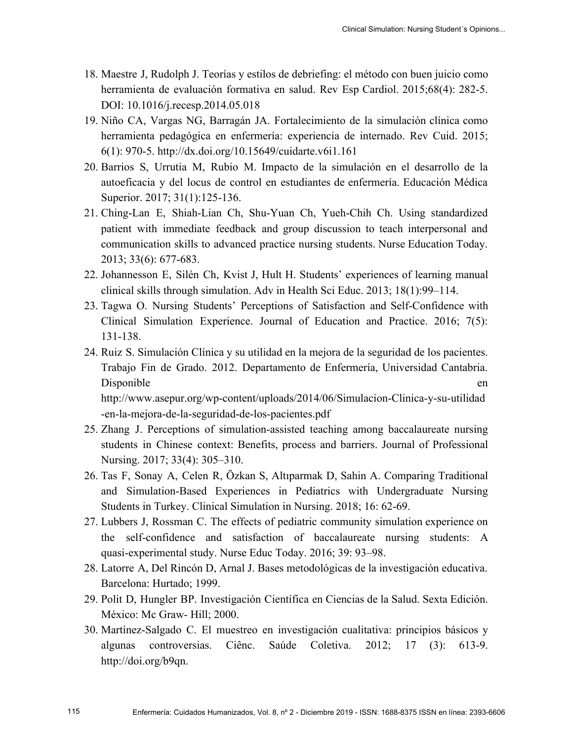18. Maestre J, Rudolph J. Teorías y estilos de debriefing: el método con buen juicio como herramienta de evaluación formativa en salud. Rev Esp Cardiol. 2015;68(4): 282-5. DOI: 10.1016/j.recesp.2014.05.018
19. Niño CA, Vargas NG, Barragán JA. Fortalecimiento de la simulación clínica como herramienta pedagógica en enfermería: experiencia de internado. Rev Cuid. 2015; 6(1): 970-5. http://dx.doi.org/10.15649/cuidarte.v6i1.161
20. Barrios S, Urrutia M, Rubio M. Impacto de la simulación en el desarrollo de la autoeficacia y del locus de control en estudiantes de enfermería. Educación Médica Superior. 2017; 31(1):125-136.
21. Ching-Lan E, Shiah-Lian Ch, Shu-Yuan Ch, Yueh-Chih Ch. Using standardized patient with immediate feedback and group discussion to teach interpersonal and communication skills to advanced practice nursing students. Nurse Education Today. 2013; 33(6): 677-683.
22. Johannesson E, Silén Ch, Kvist J, Hult H. Students' experiences of learning manual clinical skills through simulation. Adv in Health Sci Educ. 2013; 18(1):99–114.
23. Tagwa O. Nursing Students' Perceptions of Satisfaction and Self-Confidence with Clinical Simulation Experience. Journal of Education and Practice. 2016; 7(5): 131-138.
24. Ruiz S. Simulación Clínica y su utilidad en la mejora de la seguridad de los pacientes. Trabajo Fin de Grado. 2012. Departamento de Enfermería, Universidad Cantabria. Disponible en http://www.asepur.org/wp-content/uploads/2014/06/Simulacion-Clinica-y-su-utilidad-en-la-mejora-de-la-seguridad-de-los-pacientes.pdf
25. Zhang J. Perceptions of simulation-assisted teaching among baccalaureate nursing students in Chinese context: Benefits, process and barriers. Journal of Professional Nursing. 2017; 33(4): 305–310.
26. Tas F, Sonay A, Celen R, Özkan S, Altıparmak D, Sahin A. Comparing Traditional and Simulation-Based Experiences in Pediatrics with Undergraduate Nursing Students in Turkey. Clinical Simulation in Nursing. 2018; 16: 62-69.
27. Lubbers J, Rossman C. The effects of pediatric community simulation experience on the self-confidence and satisfaction of baccalaureate nursing students: A quasi-experimental study. Nurse Educ Today. 2016; 39: 93–98.
28. Latorre A, Del Rincón D, Arnal J. Bases metodológicas de la investigación educativa. Barcelona: Hurtado; 1999.
29. Polit D, Hungler BP. Investigación Científica en Ciencias de la Salud. Sexta Edición. México: Mc Graw- Hill; 2000.
30. Martínez-Salgado C. El muestreo en investigación cualitativa: principios básicos y algunas controversias. Ciênc. Saúde Coletiva. 2012; 17 (3): 613-9. http://doi.org/b9qn.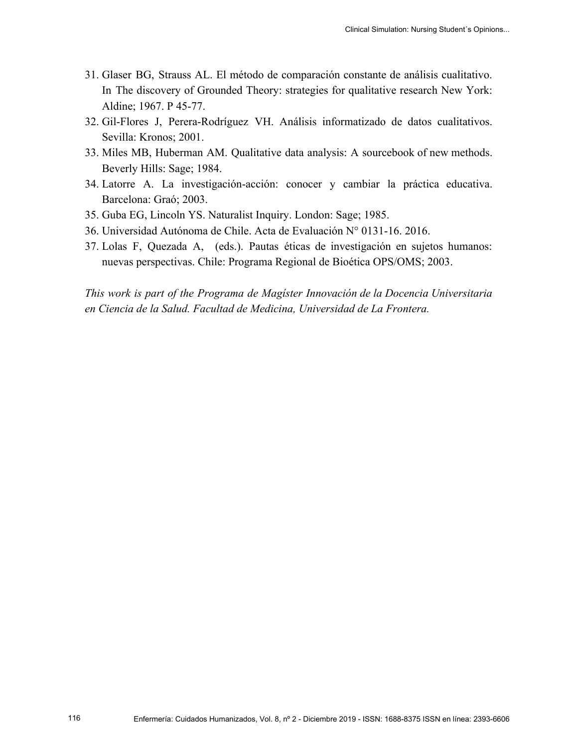31. Glaser BG, Strauss AL. El método de comparación constante de análisis cualitativo. In The discovery of Grounded Theory: strategies for qualitative research New York: Aldine; 1967. P 45-77.
32. Gil-Flores J, Perera-Rodríguez VH. Análisis informatizado de datos cualitativos. Sevilla: Kronos; 2001.
33. Miles MB, Huberman AM. Qualitative data analysis: A sourcebook of new methods. Beverly Hills: Sage; 1984.
34. Latorre A. La investigación-acción: conocer y cambiar la práctica educativa. Barcelona: Graó; 2003.
35. Guba EG, Lincoln YS. Naturalist Inquiry. London: Sage; 1985.
36. Universidad Autónoma de Chile. Acta de Evaluación N° 0131-16. 2016.
37. Lolas F, Quezada A, (eds.). Pautas éticas de investigación en sujetos humanos: nuevas perspectivas. Chile: Programa Regional de Bioética OPS/OMS; 2003.

*This work is part of the Programa de Magíster Innovación de la Docencia Universitaria en Ciencia de la Salud. Facultad de Medicina, Universidad de La Frontera.*